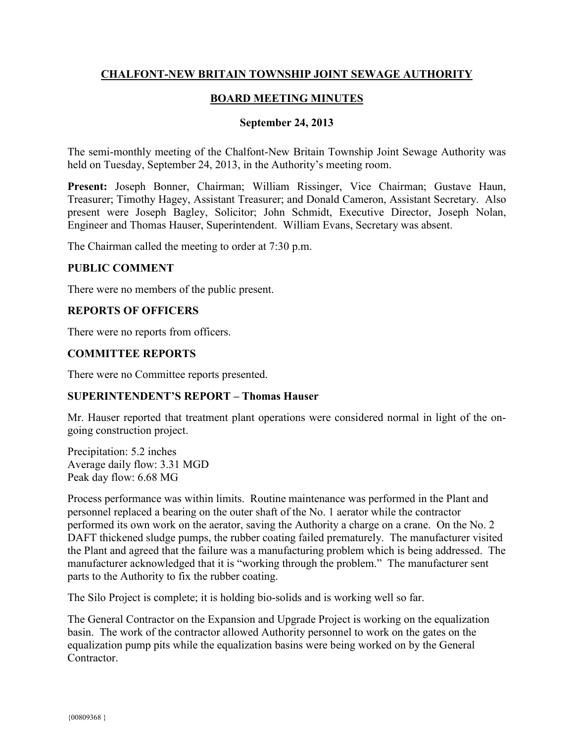# CHALFONT-NEW BRITAIN TOWNSHIP JOINT SEWAGE AUTHORITY

## BOARD MEETING MINUTES

### September 24, 2013

The semi-monthly meeting of the Chalfont-New Britain Township Joint Sewage Authority was held on Tuesday, September 24, 2013, in the Authority's meeting room.

**Present:** Joseph Bonner, Chairman; William Rissinger, Vice Chairman; Gustave Haun, Treasurer; Timothy Hagey, Assistant Treasurer; and Donald Cameron, Assistant Secretary. Also present were Joseph Bagley, Solicitor; John Schmidt, Executive Director, Joseph Nolan, Engineer and Thomas Hauser, Superintendent. William Evans, Secretary was absent.

The Chairman called the meeting to order at 7:30 p.m.

**PUBLIC COMMENT**

There were no members of the public present.

**REPORTS OF OFFICERS**

There were no reports from officers.

**COMMITTEE REPORTS**

There were no Committee reports presented.

**SUPERINTENDENT'S REPORT – Thomas Hauser**

Mr. Hauser reported that treatment plant operations were considered normal in light of the on-going construction project.

Precipitation: 5.2 inches
Average daily flow: 3.31 MGD
Peak day flow: 6.68 MG

Process performance was within limits. Routine maintenance was performed in the Plant and personnel replaced a bearing on the outer shaft of the No. 1 aerator while the contractor performed its own work on the aerator, saving the Authority a charge on a crane. On the No. 2 DAFT thickened sludge pumps, the rubber coating failed prematurely. The manufacturer visited the Plant and agreed that the failure was a manufacturing problem which is being addressed. The manufacturer acknowledged that it is "working through the problem." The manufacturer sent parts to the Authority to fix the rubber coating.

The Silo Project is complete; it is holding bio-solids and is working well so far.

The General Contractor on the Expansion and Upgrade Project is working on the equalization basin. The work of the contractor allowed Authority personnel to work on the gates on the equalization pump pits while the equalization basins were being worked on by the General Contractor.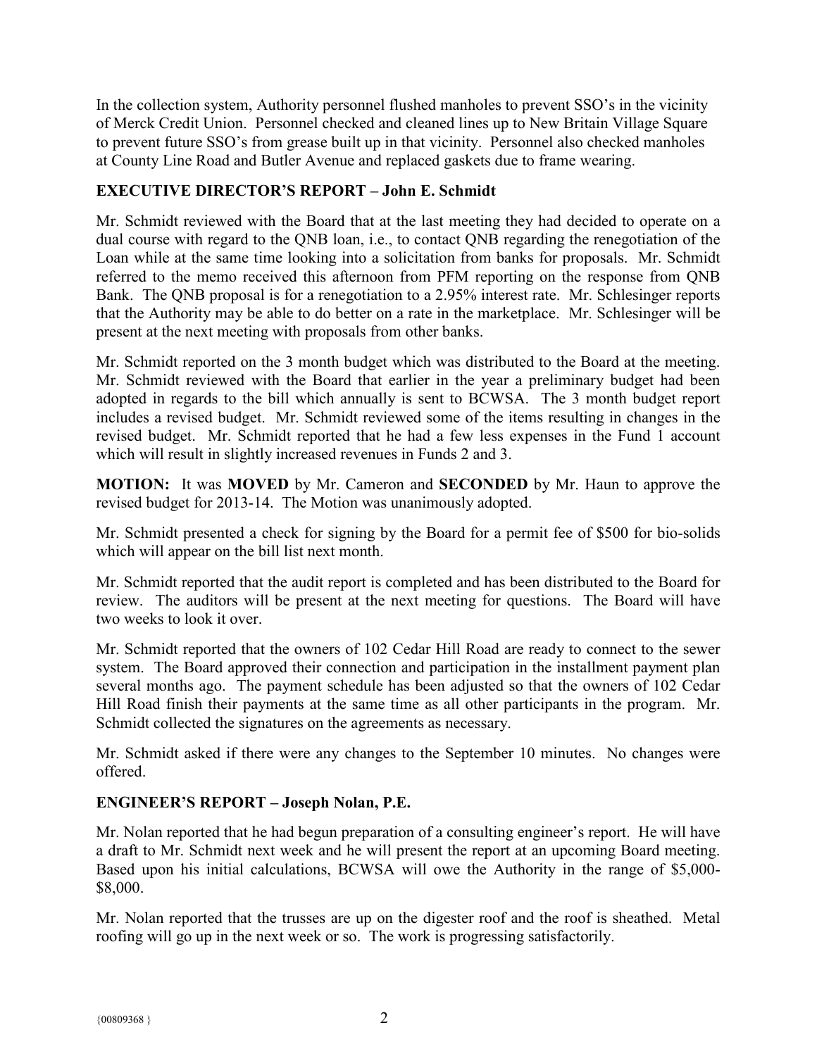In the collection system, Authority personnel flushed manholes to prevent SSO's in the vicinity of Merck Credit Union. Personnel checked and cleaned lines up to New Britain Village Square to prevent future SSO's from grease built up in that vicinity. Personnel also checked manholes at County Line Road and Butler Avenue and replaced gaskets due to frame wearing.

## EXECUTIVE DIRECTOR'S REPORT – John E. Schmidt

Mr. Schmidt reviewed with the Board that at the last meeting they had decided to operate on a dual course with regard to the QNB loan, i.e., to contact QNB regarding the renegotiation of the Loan while at the same time looking into a solicitation from banks for proposals. Mr. Schmidt referred to the memo received this afternoon from PFM reporting on the response from QNB Bank. The QNB proposal is for a renegotiation to a 2.95% interest rate. Mr. Schlesinger reports that the Authority may be able to do better on a rate in the marketplace. Mr. Schlesinger will be present at the next meeting with proposals from other banks.

Mr. Schmidt reported on the 3 month budget which was distributed to the Board at the meeting. Mr. Schmidt reviewed with the Board that earlier in the year a preliminary budget had been adopted in regards to the bill which annually is sent to BCWSA. The 3 month budget report includes a revised budget. Mr. Schmidt reviewed some of the items resulting in changes in the revised budget. Mr. Schmidt reported that he had a few less expenses in the Fund 1 account which will result in slightly increased revenues in Funds 2 and 3.

**MOTION:** It was **MOVED** by Mr. Cameron and **SECONDED** by Mr. Haun to approve the revised budget for 2013-14. The Motion was unanimously adopted.

Mr. Schmidt presented a check for signing by the Board for a permit fee of $500 for bio-solids which will appear on the bill list next month.

Mr. Schmidt reported that the audit report is completed and has been distributed to the Board for review. The auditors will be present at the next meeting for questions. The Board will have two weeks to look it over.

Mr. Schmidt reported that the owners of 102 Cedar Hill Road are ready to connect to the sewer system. The Board approved their connection and participation in the installment payment plan several months ago. The payment schedule has been adjusted so that the owners of 102 Cedar Hill Road finish their payments at the same time as all other participants in the program. Mr. Schmidt collected the signatures on the agreements as necessary.

Mr. Schmidt asked if there were any changes to the September 10 minutes. No changes were offered.

## ENGINEER'S REPORT – Joseph Nolan, P.E.

Mr. Nolan reported that he had begun preparation of a consulting engineer's report. He will have a draft to Mr. Schmidt next week and he will present the report at an upcoming Board meeting. Based upon his initial calculations, BCWSA will owe the Authority in the range of $5,000-$8,000.

Mr. Nolan reported that the trusses are up on the digester roof and the roof is sheathed. Metal roofing will go up in the next week or so. The work is progressing satisfactorily.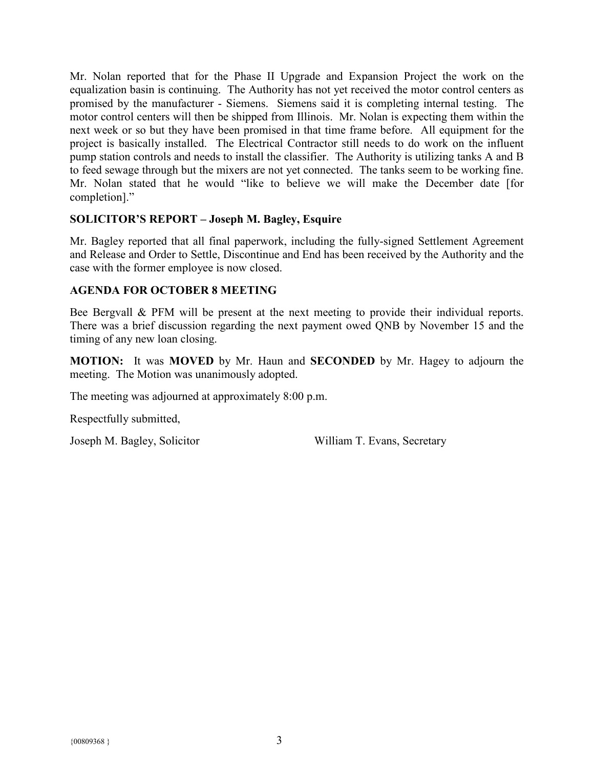Mr. Nolan reported that for the Phase II Upgrade and Expansion Project the work on the equalization basin is continuing. The Authority has not yet received the motor control centers as promised by the manufacturer - Siemens. Siemens said it is completing internal testing. The motor control centers will then be shipped from Illinois. Mr. Nolan is expecting them within the next week or so but they have been promised in that time frame before. All equipment for the project is basically installed. The Electrical Contractor still needs to do work on the influent pump station controls and needs to install the classifier. The Authority is utilizing tanks A and B to feed sewage through but the mixers are not yet connected. The tanks seem to be working fine. Mr. Nolan stated that he would "like to believe we will make the December date [for completion]."

**SOLICITOR'S REPORT – Joseph M. Bagley, Esquire**

Mr. Bagley reported that all final paperwork, including the fully-signed Settlement Agreement and Release and Order to Settle, Discontinue and End has been received by the Authority and the case with the former employee is now closed.

**AGENDA FOR OCTOBER 8 MEETING**

Bee Bergvall & PFM will be present at the next meeting to provide their individual reports. There was a brief discussion regarding the next payment owed QNB by November 15 and the timing of any new loan closing.

**MOTION:** It was **MOVED** by Mr. Haun and **SECONDED** by Mr. Hagey to adjourn the meeting. The Motion was unanimously adopted.

The meeting was adjourned at approximately 8:00 p.m.

Respectfully submitted,

Joseph M. Bagley, Solicitor    William T. Evans, Secretary

{00809368 }